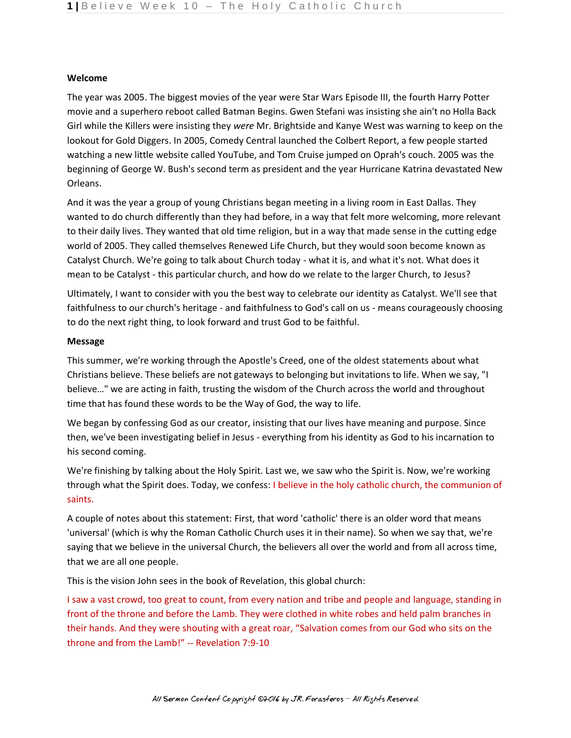**Welcome**

The year was 2005. The biggest movies of the year were Star Wars Episode III, the fourth Harry Potter movie and a superhero reboot called Batman Begins. Gwen Stefani was insisting she ain't no Holla Back Girl while the Killers were insisting they *were* Mr. Brightside and Kanye West was warning to keep on the lookout for Gold Diggers. In 2005, Comedy Central launched the Colbert Report, a few people started watching a new little website called YouTube, and Tom Cruise jumped on Oprah's couch. 2005 was the beginning of George W. Bush's second term as president and the year Hurricane Katrina devastated New Orleans.

And it was the year a group of young Christians began meeting in a living room in East Dallas. They wanted to do church differently than they had before, in a way that felt more welcoming, more relevant to their daily lives. They wanted that old time religion, but in a way that made sense in the cutting edge world of 2005. They called themselves Renewed Life Church, but they would soon become known as Catalyst Church. We're going to talk about Church today - what it is, and what it's not. What does it mean to be Catalyst - this particular church, and how do we relate to the larger Church, to Jesus?

Ultimately, I want to consider with you the best way to celebrate our identity as Catalyst. We'll see that faithfulness to our church's heritage - and faithfulness to God's call on us - means courageously choosing to do the next right thing, to look forward and trust God to be faithful.

**Message**

This summer, we're working through the Apostle's Creed, one of the oldest statements about what Christians believe. These beliefs are not gateways to belonging but invitations to life. When we say, "I believe…" we are acting in faith, trusting the wisdom of the Church across the world and throughout time that has found these words to be the Way of God, the way to life.

We began by confessing God as our creator, insisting that our lives have meaning and purpose. Since then, we've been investigating belief in Jesus - everything from his identity as God to his incarnation to his second coming.

We're finishing by talking about the Holy Spirit. Last we, we saw who the Spirit is. Now, we're working through what the Spirit does. Today, we confess: I believe in the holy catholic church, the communion of saints.

A couple of notes about this statement: First, that word 'catholic' there is an older word that means 'universal' (which is why the Roman Catholic Church uses it in their name). So when we say that, we're saying that we believe in the universal Church, the believers all over the world and from all across time, that we are all one people.

This is the vision John sees in the book of Revelation, this global church:

I saw a vast crowd, too great to count, from every nation and tribe and people and language, standing in front of the throne and before the Lamb. They were clothed in white robes and held palm branches in their hands. And they were shouting with a great roar, "Salvation comes from our God who sits on the throne and from the Lamb!" -- Revelation 7:9-10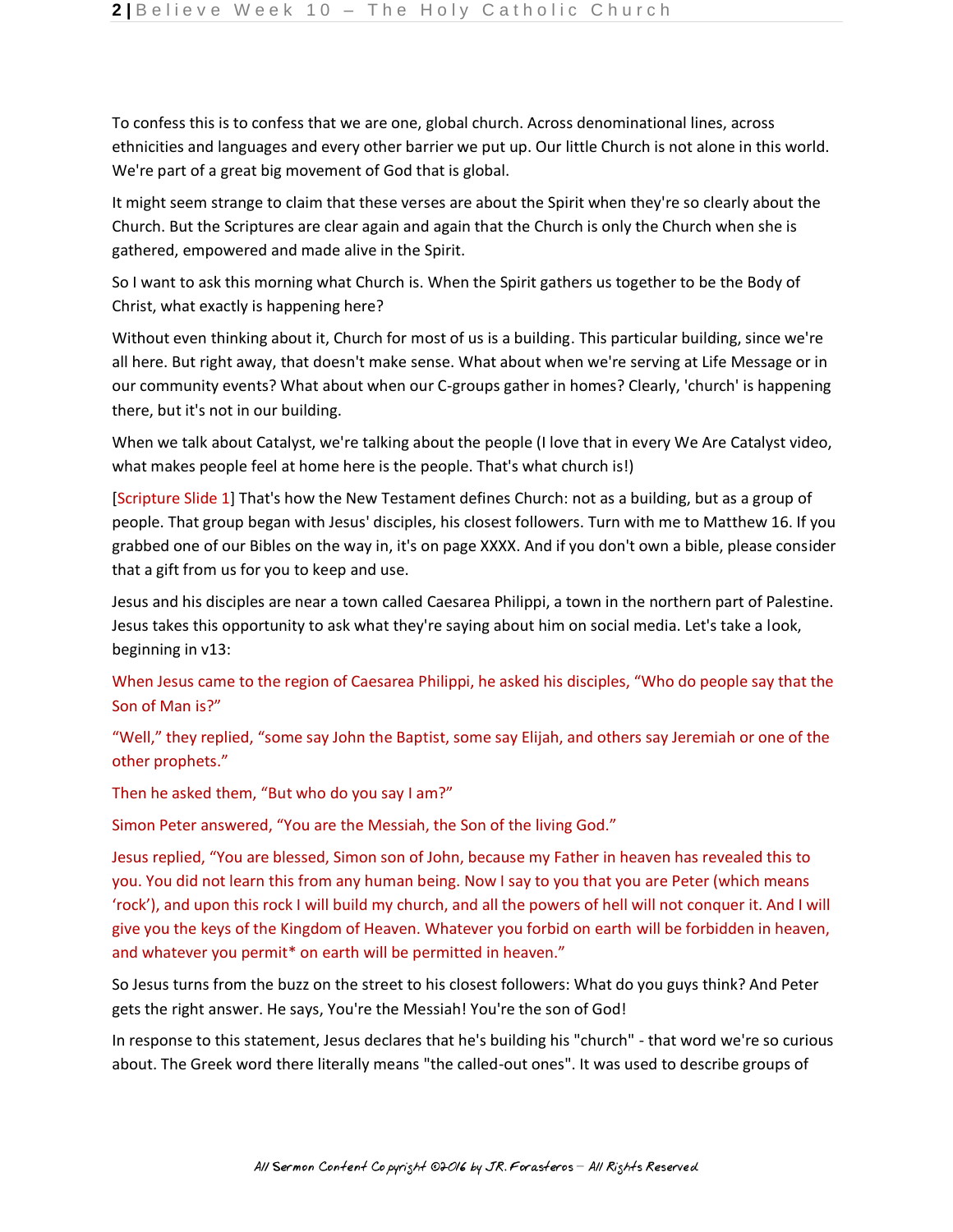To confess this is to confess that we are one, global church. Across denominational lines, across ethnicities and languages and every other barrier we put up. Our little Church is not alone in this world. We're part of a great big movement of God that is global.

It might seem strange to claim that these verses are about the Spirit when they're so clearly about the Church. But the Scriptures are clear again and again that the Church is only the Church when she is gathered, empowered and made alive in the Spirit.

So I want to ask this morning what Church is. When the Spirit gathers us together to be the Body of Christ, what exactly is happening here?

Without even thinking about it, Church for most of us is a building. This particular building, since we're all here. But right away, that doesn't make sense. What about when we're serving at Life Message or in our community events? What about when our C-groups gather in homes? Clearly, 'church' is happening there, but it's not in our building.

When we talk about Catalyst, we're talking about the people (I love that in every We Are Catalyst video, what makes people feel at home here is the people. That's what church is!)

[Scripture Slide 1] That's how the New Testament defines Church: not as a building, but as a group of people. That group began with Jesus' disciples, his closest followers. Turn with me to Matthew 16. If you grabbed one of our Bibles on the way in, it's on page XXXX. And if you don't own a bible, please consider that a gift from us for you to keep and use.

Jesus and his disciples are near a town called Caesarea Philippi, a town in the northern part of Palestine. Jesus takes this opportunity to ask what they're saying about him on social media. Let's take a look, beginning in v13:

When Jesus came to the region of Caesarea Philippi, he asked his disciples, "Who do people say that the Son of Man is?"

"Well," they replied, "some say John the Baptist, some say Elijah, and others say Jeremiah or one of the other prophets."

Then he asked them, "But who do you say I am?"

Simon Peter answered, "You are the Messiah, the Son of the living God."

Jesus replied, "You are blessed, Simon son of John, because my Father in heaven has revealed this to you. You did not learn this from any human being. Now I say to you that you are Peter (which means 'rock'), and upon this rock I will build my church, and all the powers of hell will not conquer it. And I will give you the keys of the Kingdom of Heaven. Whatever you forbid on earth will be forbidden in heaven, and whatever you permit* on earth will be permitted in heaven."

So Jesus turns from the buzz on the street to his closest followers: What do you guys think? And Peter gets the right answer. He says, You're the Messiah! You're the son of God!

In response to this statement, Jesus declares that he's building his "church" - that word we're so curious about. The Greek word there literally means "the called-out ones". It was used to describe groups of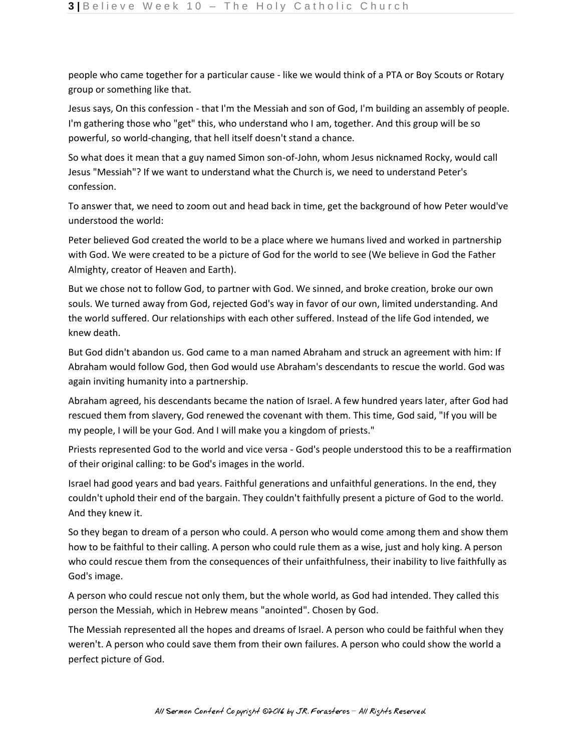people who came together for a particular cause - like we would think of a PTA or Boy Scouts or Rotary group or something like that.

Jesus says, On this confession - that I'm the Messiah and son of God, I'm building an assembly of people. I'm gathering those who "get" this, who understand who I am, together. And this group will be so powerful, so world-changing, that hell itself doesn't stand a chance.

So what does it mean that a guy named Simon son-of-John, whom Jesus nicknamed Rocky, would call Jesus "Messiah"? If we want to understand what the Church is, we need to understand Peter's confession.

To answer that, we need to zoom out and head back in time, get the background of how Peter would've understood the world:

Peter believed God created the world to be a place where we humans lived and worked in partnership with God. We were created to be a picture of God for the world to see (We believe in God the Father Almighty, creator of Heaven and Earth).

But we chose not to follow God, to partner with God. We sinned, and broke creation, broke our own souls. We turned away from God, rejected God's way in favor of our own, limited understanding. And the world suffered. Our relationships with each other suffered. Instead of the life God intended, we knew death.

But God didn't abandon us. God came to a man named Abraham and struck an agreement with him: If Abraham would follow God, then God would use Abraham's descendants to rescue the world. God was again inviting humanity into a partnership.

Abraham agreed, his descendants became the nation of Israel. A few hundred years later, after God had rescued them from slavery, God renewed the covenant with them. This time, God said, "If you will be my people, I will be your God. And I will make you a kingdom of priests."

Priests represented God to the world and vice versa - God's people understood this to be a reaffirmation of their original calling: to be God's images in the world.

Israel had good years and bad years. Faithful generations and unfaithful generations. In the end, they couldn't uphold their end of the bargain. They couldn't faithfully present a picture of God to the world. And they knew it.

So they began to dream of a person who could. A person who would come among them and show them how to be faithful to their calling. A person who could rule them as a wise, just and holy king. A person who could rescue them from the consequences of their unfaithfulness, their inability to live faithfully as God's image.

A person who could rescue not only them, but the whole world, as God had intended. They called this person the Messiah, which in Hebrew means "anointed". Chosen by God.

The Messiah represented all the hopes and dreams of Israel. A person who could be faithful when they weren't. A person who could save them from their own failures. A person who could show the world a perfect picture of God.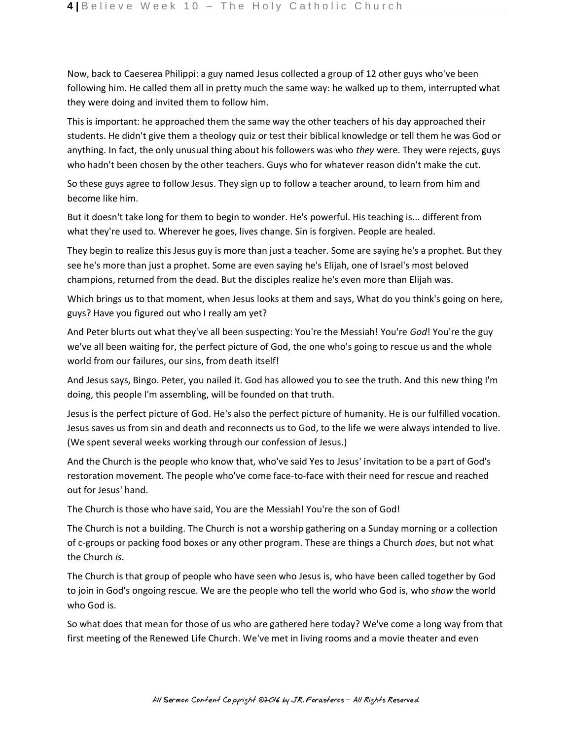Now, back to Caeserea Philippi: a guy named Jesus collected a group of 12 other guys who've been following him. He called them all in pretty much the same way: he walked up to them, interrupted what they were doing and invited them to follow him.

This is important: he approached them the same way the other teachers of his day approached their students. He didn't give them a theology quiz or test their biblical knowledge or tell them he was God or anything. In fact, the only unusual thing about his followers was who *they* were. They were rejects, guys who hadn't been chosen by the other teachers. Guys who for whatever reason didn't make the cut.

So these guys agree to follow Jesus. They sign up to follow a teacher around, to learn from him and become like him.

But it doesn't take long for them to begin to wonder. He's powerful. His teaching is... different from what they're used to. Wherever he goes, lives change. Sin is forgiven. People are healed.

They begin to realize this Jesus guy is more than just a teacher. Some are saying he's a prophet. But they see he's more than just a prophet. Some are even saying he's Elijah, one of Israel's most beloved champions, returned from the dead. But the disciples realize he's even more than Elijah was.

Which brings us to that moment, when Jesus looks at them and says, What do you think's going on here, guys? Have you figured out who I really am yet?

And Peter blurts out what they've all been suspecting: You're the Messiah! You're *God*! You're the guy we've all been waiting for, the perfect picture of God, the one who's going to rescue us and the whole world from our failures, our sins, from death itself!

And Jesus says, Bingo. Peter, you nailed it. God has allowed you to see the truth. And this new thing I'm doing, this people I'm assembling, will be founded on that truth.

Jesus is the perfect picture of God. He's also the perfect picture of humanity. He is our fulfilled vocation. Jesus saves us from sin and death and reconnects us to God, to the life we were always intended to live. (We spent several weeks working through our confession of Jesus.)

And the Church is the people who know that, who've said Yes to Jesus' invitation to be a part of God's restoration movement. The people who've come face-to-face with their need for rescue and reached out for Jesus' hand.

The Church is those who have said, You are the Messiah! You're the son of God!

The Church is not a building. The Church is not a worship gathering on a Sunday morning or a collection of c-groups or packing food boxes or any other program. These are things a Church *does*, but not what the Church *is*.

The Church is that group of people who have seen who Jesus is, who have been called together by God to join in God's ongoing rescue. We are the people who tell the world who God is, who *show* the world who God is.

So what does that mean for those of us who are gathered here today? We've come a long way from that first meeting of the Renewed Life Church. We've met in living rooms and a movie theater and even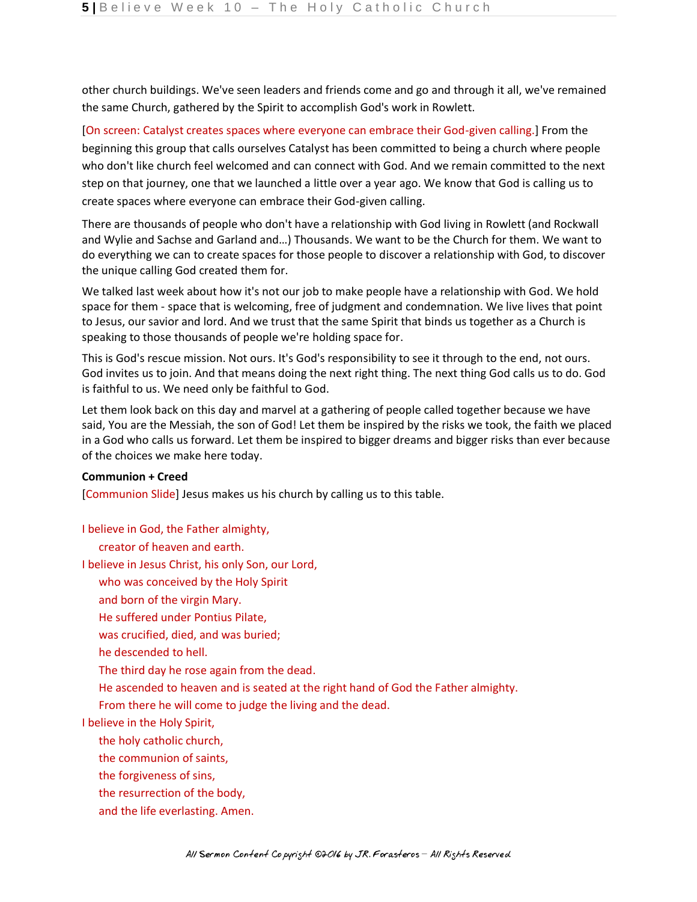other church buildings. We've seen leaders and friends come and go and through it all, we've remained the same Church, gathered by the Spirit to accomplish God's work in Rowlett.

[On screen: Catalyst creates spaces where everyone can embrace their God-given calling.] From the beginning this group that calls ourselves Catalyst has been committed to being a church where people who don't like church feel welcomed and can connect with God. And we remain committed to the next step on that journey, one that we launched a little over a year ago. We know that God is calling us to create spaces where everyone can embrace their God-given calling.

There are thousands of people who don't have a relationship with God living in Rowlett (and Rockwall and Wylie and Sachse and Garland and…) Thousands. We want to be the Church for them. We want to do everything we can to create spaces for those people to discover a relationship with God, to discover the unique calling God created them for.

We talked last week about how it's not our job to make people have a relationship with God. We hold space for them - space that is welcoming, free of judgment and condemnation. We live lives that point to Jesus, our savior and lord. And we trust that the same Spirit that binds us together as a Church is speaking to those thousands of people we're holding space for.

This is God's rescue mission. Not ours. It's God's responsibility to see it through to the end, not ours. God invites us to join. And that means doing the next right thing. The next thing God calls us to do. God is faithful to us. We need only be faithful to God.

Let them look back on this day and marvel at a gathering of people called together because we have said, You are the Messiah, the son of God! Let them be inspired by the risks we took, the faith we placed in a God who calls us forward. Let them be inspired to bigger dreams and bigger risks than ever because of the choices we make here today.

**Communion + Creed**

[Communion Slide] Jesus makes us his church by calling us to this table.

I believe in God, the Father almighty,
  creator of heaven and earth.
I believe in Jesus Christ, his only Son, our Lord,
  who was conceived by the Holy Spirit
  and born of the virgin Mary.
  He suffered under Pontius Pilate,
  was crucified, died, and was buried;
  he descended to hell.
  The third day he rose again from the dead.
  He ascended to heaven and is seated at the right hand of God the Father almighty.
  From there he will come to judge the living and the dead.
I believe in the Holy Spirit,
  the holy catholic church,
  the communion of saints,
  the forgiveness of sins,
  the resurrection of the body,
  and the life everlasting. Amen.

*All Sermon Content Copyright ©2016 by JR. Forasteros – All Rights Reserved*